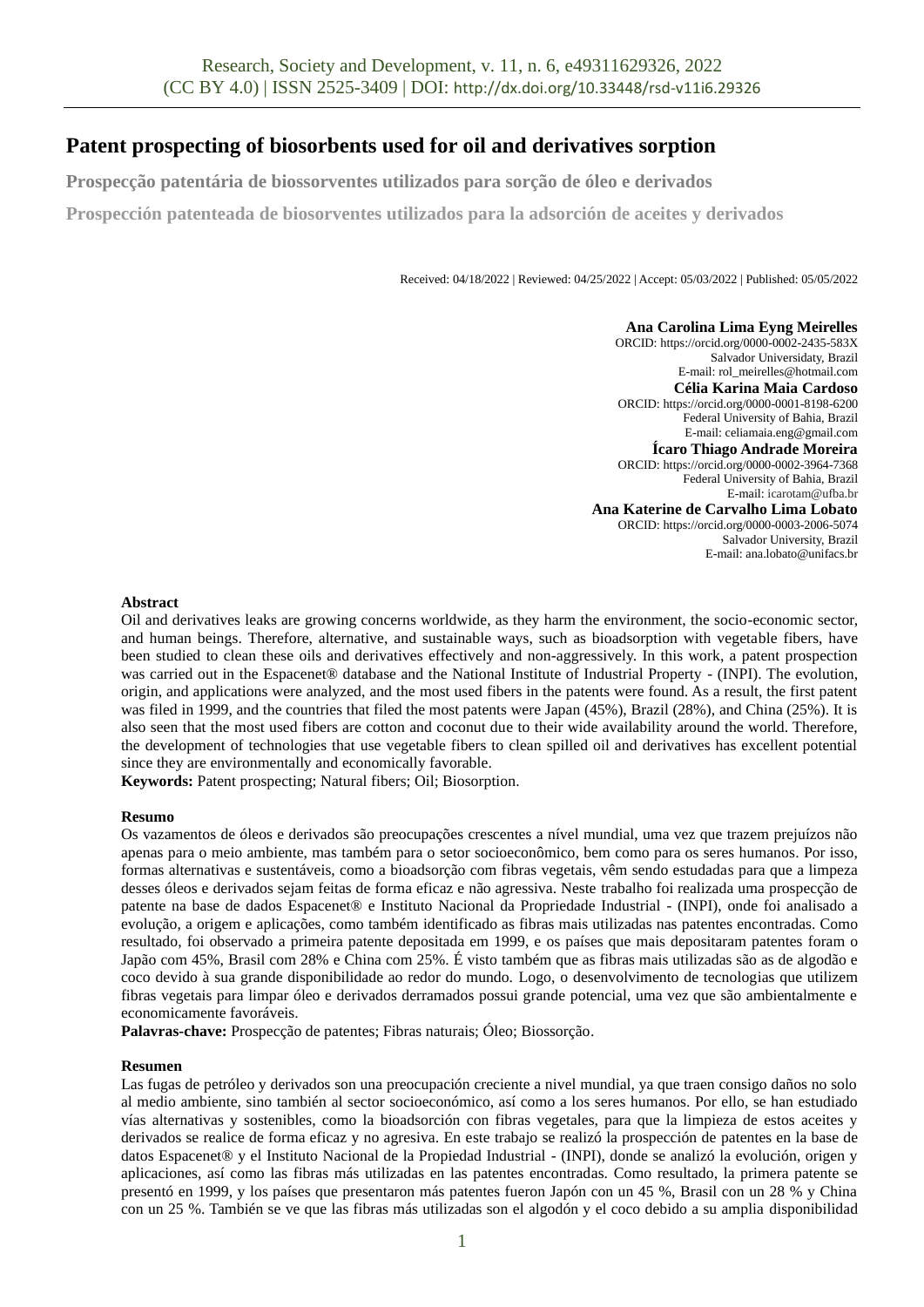# Patent prospecting of biosorbents used for oil and derivatives sorption

**Prospecção patentária de biossorventes utilizados para sorção de óleo e derivados**

**Prospección patenteada de biosorventes utilizados para la adsorción de aceites y derivados**

Received: 04/18/2022 | Reviewed: 04/25/2022 | Accept: 05/03/2022 | Published: 05/05/2022

**Ana Carolina Lima Eyng Meirelles**
ORCID: https://orcid.org/0000-0002-2435-583X
Salvador Universidaty, Brazil
E-mail: rol_meirelles@hotmail.com

**Célia Karina Maia Cardoso**
ORCID: https://orcid.org/0000-0001-8198-6200
Federal University of Bahia, Brazil
E-mail: celiamaia.eng@gmail.com

**Ícaro Thiago Andrade Moreira**
ORCID: https://orcid.org/0000-0002-3964-7368
Federal University of Bahia, Brazil
E-mail: icarotam@ufba.br

**Ana Katerine de Carvalho Lima Lobato**
ORCID: https://orcid.org/0000-0003-2006-5074
Salvador University, Brazil
E-mail: ana.lobato@unifacs.br

**Abstract**

Oil and derivatives leaks are growing concerns worldwide, as they harm the environment, the socio-economic sector, and human beings. Therefore, alternative, and sustainable ways, such as bioadsorption with vegetable fibers, have been studied to clean these oils and derivatives effectively and non-aggressively. In this work, a patent prospection was carried out in the Espacenet® database and the National Institute of Industrial Property - (INPI). The evolution, origin, and applications were analyzed, and the most used fibers in the patents were found. As a result, the first patent was filed in 1999, and the countries that filed the most patents were Japan (45%), Brazil (28%), and China (25%). It is also seen that the most used fibers are cotton and coconut due to their wide availability around the world. Therefore, the development of technologies that use vegetable fibers to clean spilled oil and derivatives has excellent potential since they are environmentally and economically favorable.

**Keywords:** Patent prospecting; Natural fibers; Oil; Biosorption.

**Resumo**

Os vazamentos de óleos e derivados são preocupações crescentes a nível mundial, uma vez que trazem prejuízos não apenas para o meio ambiente, mas também para o setor socioeconômico, bem como para os seres humanos. Por isso, formas alternativas e sustentáveis, como a bioadsorção com fibras vegetais, vêm sendo estudadas para que a limpeza desses óleos e derivados sejam feitas de forma eficaz e não agressiva. Neste trabalho foi realizada uma prospecção de patente na base de dados Espacenet® e Instituto Nacional da Propriedade Industrial - (INPI), onde foi analisado a evolução, a origem e aplicações, como também identificado as fibras mais utilizadas nas patentes encontradas. Como resultado, foi observado a primeira patente depositada em 1999, e os países que mais depositaram patentes foram o Japão com 45%, Brasil com 28% e China com 25%. É visto também que as fibras mais utilizadas são as de algodão e coco devido à sua grande disponibilidade ao redor do mundo. Logo, o desenvolvimento de tecnologias que utilizem fibras vegetais para limpar óleo e derivados derramados possui grande potencial, uma vez que são ambientalmente e economicamente favoráveis.

**Palavras-chave:** Prospecção de patentes; Fibras naturais; Óleo; Biossorção.

**Resumen**

Las fugas de petróleo y derivados son una preocupación creciente a nivel mundial, ya que traen consigo daños no solo al medio ambiente, sino también al sector socioeconómico, así como a los seres humanos. Por ello, se han estudiado vías alternativas y sostenibles, como la bioadsorción con fibras vegetales, para que la limpieza de estos aceites y derivados se realice de forma eficaz y no agresiva. En este trabajo se realizó la prospección de patentes en la base de datos Espacenet® y el Instituto Nacional de la Propiedad Industrial - (INPI), donde se analizó la evolución, origen y aplicaciones, así como las fibras más utilizadas en las patentes encontradas. Como resultado, la primera patente se presentó en 1999, y los países que presentaron más patentes fueron Japón con un 45 %, Brasil con un 28 % y China con un 25 %. También se ve que las fibras más utilizadas son el algodón y el coco debido a su amplia disponibilidad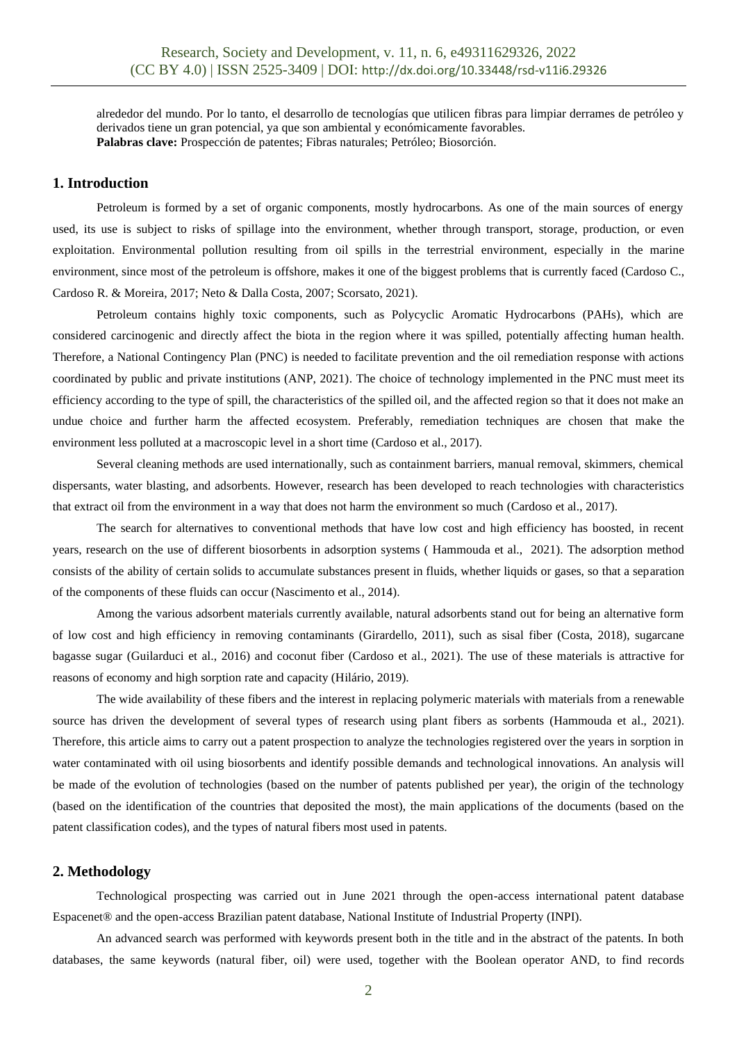alrededor del mundo. Por lo tanto, el desarrollo de tecnologías que utilicen fibras para limpiar derrames de petróleo y derivados tiene un gran potencial, ya que son ambiental y económicamente favorables.

**Palabras clave:** Prospección de patentes; Fibras naturales; Petróleo; Biosorción.

## 1. Introduction

Petroleum is formed by a set of organic components, mostly hydrocarbons. As one of the main sources of energy used, its use is subject to risks of spillage into the environment, whether through transport, storage, production, or even exploitation. Environmental pollution resulting from oil spills in the terrestrial environment, especially in the marine environment, since most of the petroleum is offshore, makes it one of the biggest problems that is currently faced (Cardoso C., Cardoso R. & Moreira, 2017; Neto & Dalla Costa, 2007; Scorsato, 2021).

Petroleum contains highly toxic components, such as Polycyclic Aromatic Hydrocarbons (PAHs), which are considered carcinogenic and directly affect the biota in the region where it was spilled, potentially affecting human health. Therefore, a National Contingency Plan (PNC) is needed to facilitate prevention and the oil remediation response with actions coordinated by public and private institutions (ANP, 2021). The choice of technology implemented in the PNC must meet its efficiency according to the type of spill, the characteristics of the spilled oil, and the affected region so that it does not make an undue choice and further harm the affected ecosystem. Preferably, remediation techniques are chosen that make the environment less polluted at a macroscopic level in a short time (Cardoso et al., 2017).

Several cleaning methods are used internationally, such as containment barriers, manual removal, skimmers, chemical dispersants, water blasting, and adsorbents. However, research has been developed to reach technologies with characteristics that extract oil from the environment in a way that does not harm the environment so much (Cardoso et al., 2017).

The search for alternatives to conventional methods that have low cost and high efficiency has boosted, in recent years, research on the use of different biosorbents in adsorption systems ( Hammouda et al., 2021). The adsorption method consists of the ability of certain solids to accumulate substances present in fluids, whether liquids or gases, so that a separation of the components of these fluids can occur (Nascimento et al., 2014).

Among the various adsorbent materials currently available, natural adsorbents stand out for being an alternative form of low cost and high efficiency in removing contaminants (Girardello, 2011), such as sisal fiber (Costa, 2018), sugarcane bagasse sugar (Guilarduci et al., 2016) and coconut fiber (Cardoso et al., 2021). The use of these materials is attractive for reasons of economy and high sorption rate and capacity (Hilário, 2019).

The wide availability of these fibers and the interest in replacing polymeric materials with materials from a renewable source has driven the development of several types of research using plant fibers as sorbents (Hammouda et al., 2021). Therefore, this article aims to carry out a patent prospection to analyze the technologies registered over the years in sorption in water contaminated with oil using biosorbents and identify possible demands and technological innovations. An analysis will be made of the evolution of technologies (based on the number of patents published per year), the origin of the technology (based on the identification of the countries that deposited the most), the main applications of the documents (based on the patent classification codes), and the types of natural fibers most used in patents.

## 2. Methodology

Technological prospecting was carried out in June 2021 through the open-access international patent database Espacenet® and the open-access Brazilian patent database, National Institute of Industrial Property (INPI).

An advanced search was performed with keywords present both in the title and in the abstract of the patents. In both databases, the same keywords (natural fiber, oil) were used, together with the Boolean operator AND, to find records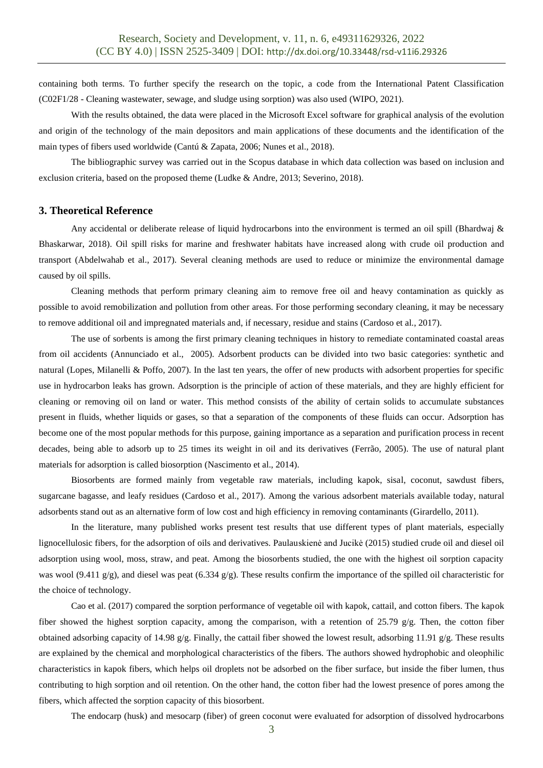containing both terms. To further specify the research on the topic, a code from the International Patent Classification (C02F1/28 - Cleaning wastewater, sewage, and sludge using sorption) was also used (WIPO, 2021).

With the results obtained, the data were placed in the Microsoft Excel software for graphical analysis of the evolution and origin of the technology of the main depositors and main applications of these documents and the identification of the main types of fibers used worldwide (Cantú & Zapata, 2006; Nunes et al., 2018).

The bibliographic survey was carried out in the Scopus database in which data collection was based on inclusion and exclusion criteria, based on the proposed theme (Ludke & Andre, 2013; Severino, 2018).

## 3. Theoretical Reference

Any accidental or deliberate release of liquid hydrocarbons into the environment is termed an oil spill (Bhardwaj & Bhaskarwar, 2018). Oil spill risks for marine and freshwater habitats have increased along with crude oil production and transport (Abdelwahab et al., 2017). Several cleaning methods are used to reduce or minimize the environmental damage caused by oil spills.

Cleaning methods that perform primary cleaning aim to remove free oil and heavy contamination as quickly as possible to avoid remobilization and pollution from other areas. For those performing secondary cleaning, it may be necessary to remove additional oil and impregnated materials and, if necessary, residue and stains (Cardoso et al., 2017).

The use of sorbents is among the first primary cleaning techniques in history to remediate contaminated coastal areas from oil accidents (Annunciado et al., 2005). Adsorbent products can be divided into two basic categories: synthetic and natural (Lopes, Milanelli & Poffo, 2007). In the last ten years, the offer of new products with adsorbent properties for specific use in hydrocarbon leaks has grown. Adsorption is the principle of action of these materials, and they are highly efficient for cleaning or removing oil on land or water. This method consists of the ability of certain solids to accumulate substances present in fluids, whether liquids or gases, so that a separation of the components of these fluids can occur. Adsorption has become one of the most popular methods for this purpose, gaining importance as a separation and purification process in recent decades, being able to adsorb up to 25 times its weight in oil and its derivatives (Ferrão, 2005). The use of natural plant materials for adsorption is called biosorption (Nascimento et al., 2014).

Biosorbents are formed mainly from vegetable raw materials, including kapok, sisal, coconut, sawdust fibers, sugarcane bagasse, and leafy residues (Cardoso et al., 2017). Among the various adsorbent materials available today, natural adsorbents stand out as an alternative form of low cost and high efficiency in removing contaminants (Girardello, 2011).

In the literature, many published works present test results that use different types of plant materials, especially lignocellulosic fibers, for the adsorption of oils and derivatives. Paulauskienė and Jucikė (2015) studied crude oil and diesel oil adsorption using wool, moss, straw, and peat. Among the biosorbents studied, the one with the highest oil sorption capacity was wool (9.411 g/g), and diesel was peat (6.334 g/g). These results confirm the importance of the spilled oil characteristic for the choice of technology.

Cao et al. (2017) compared the sorption performance of vegetable oil with kapok, cattail, and cotton fibers. The kapok fiber showed the highest sorption capacity, among the comparison, with a retention of 25.79 g/g. Then, the cotton fiber obtained adsorbing capacity of 14.98 g/g. Finally, the cattail fiber showed the lowest result, adsorbing 11.91 g/g. These results are explained by the chemical and morphological characteristics of the fibers. The authors showed hydrophobic and oleophilic characteristics in kapok fibers, which helps oil droplets not be adsorbed on the fiber surface, but inside the fiber lumen, thus contributing to high sorption and oil retention. On the other hand, the cotton fiber had the lowest presence of pores among the fibers, which affected the sorption capacity of this biosorbent.

The endocarp (husk) and mesocarp (fiber) of green coconut were evaluated for adsorption of dissolved hydrocarbons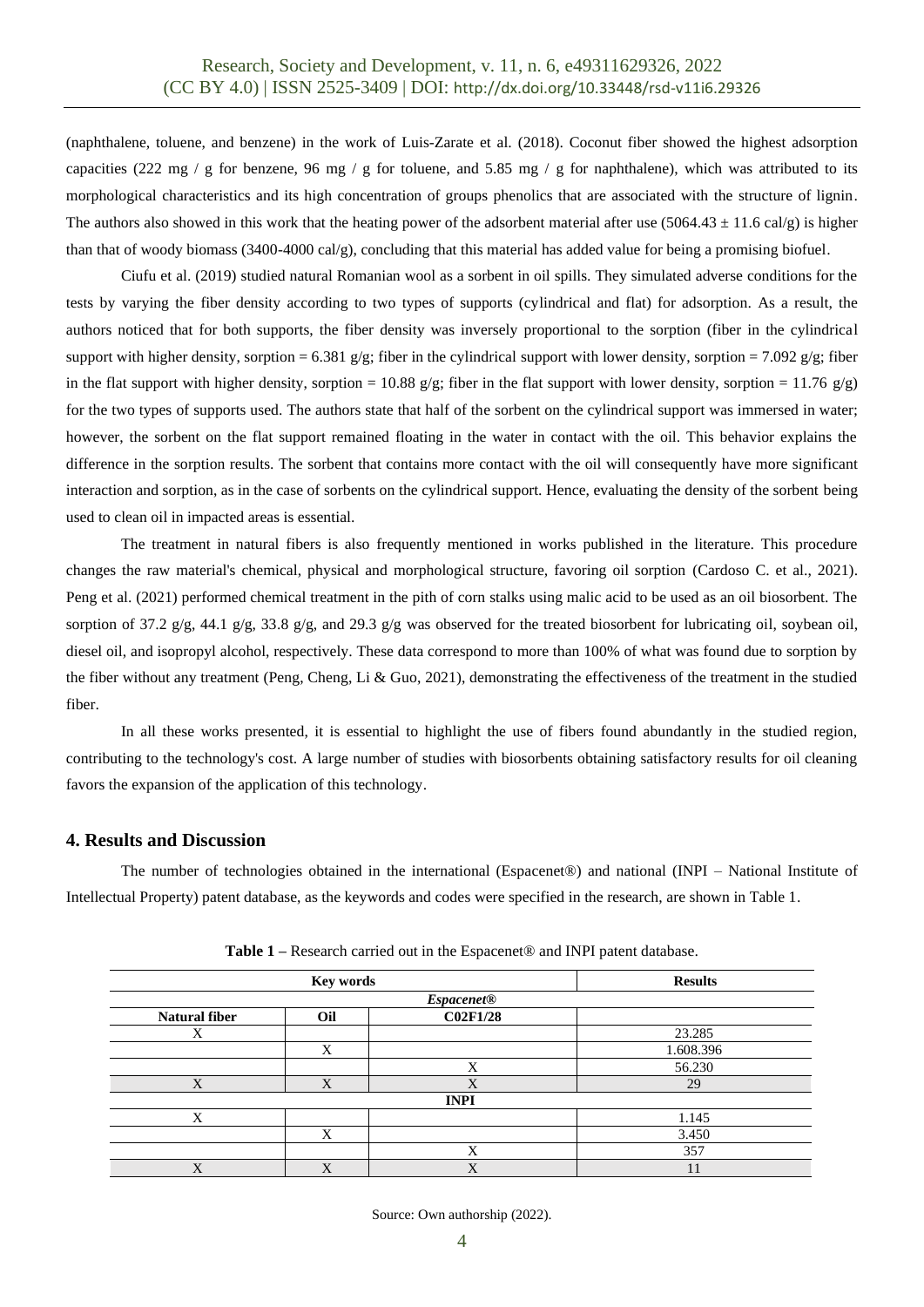(naphthalene, toluene, and benzene) in the work of Luis-Zarate et al. (2018). Coconut fiber showed the highest adsorption capacities (222 mg / g for benzene, 96 mg / g for toluene, and 5.85 mg / g for naphthalene), which was attributed to its morphological characteristics and its high concentration of groups phenolics that are associated with the structure of lignin. The authors also showed in this work that the heating power of the adsorbent material after use (5064.43 ± 11.6 cal/g) is higher than that of woody biomass (3400-4000 cal/g), concluding that this material has added value for being a promising biofuel.

Ciufu et al. (2019) studied natural Romanian wool as a sorbent in oil spills. They simulated adverse conditions for the tests by varying the fiber density according to two types of supports (cylindrical and flat) for adsorption. As a result, the authors noticed that for both supports, the fiber density was inversely proportional to the sorption (fiber in the cylindrical support with higher density, sorption = 6.381 g/g; fiber in the cylindrical support with lower density, sorption = 7.092 g/g; fiber in the flat support with higher density, sorption = 10.88 g/g; fiber in the flat support with lower density, sorption = 11.76 g/g) for the two types of supports used. The authors state that half of the sorbent on the cylindrical support was immersed in water; however, the sorbent on the flat support remained floating in the water in contact with the oil. This behavior explains the difference in the sorption results. The sorbent that contains more contact with the oil will consequently have more significant interaction and sorption, as in the case of sorbents on the cylindrical support. Hence, evaluating the density of the sorbent being used to clean oil in impacted areas is essential.

The treatment in natural fibers is also frequently mentioned in works published in the literature. This procedure changes the raw material's chemical, physical and morphological structure, favoring oil sorption (Cardoso C. et al., 2021). Peng et al. (2021) performed chemical treatment in the pith of corn stalks using malic acid to be used as an oil biosorbent. The sorption of 37.2 g/g, 44.1 g/g, 33.8 g/g, and 29.3 g/g was observed for the treated biosorbent for lubricating oil, soybean oil, diesel oil, and isopropyl alcohol, respectively. These data correspond to more than 100% of what was found due to sorption by the fiber without any treatment (Peng, Cheng, Li & Guo, 2021), demonstrating the effectiveness of the treatment in the studied fiber.

In all these works presented, it is essential to highlight the use of fibers found abundantly in the studied region, contributing to the technology's cost. A large number of studies with biosorbents obtaining satisfactory results for oil cleaning favors the expansion of the application of this technology.

## 4. Results and Discussion

The number of technologies obtained in the international (Espacenet®) and national (INPI – National Institute of Intellectual Property) patent database, as the keywords and codes were specified in the research, are shown in Table 1.

**Table 1 –** Research carried out in the Espacenet® and INPI patent database.

| Key words | | | Results |
|---|---|---|---|
| | ***Espacenet®*** | | |
| **Natural fiber** | **Oil** | **C02F1/28** | |
| X | | | 23.285 |
| | X | | 1.608.396 |
| | | X | 56.230 |
| X | X | X | 29 |
| | **INPI** | | |
| X | | | 1.145 |
| | X | | 3.450 |
| | | X | 357 |
| X | X | X | 11 |

Source: Own authorship (2022).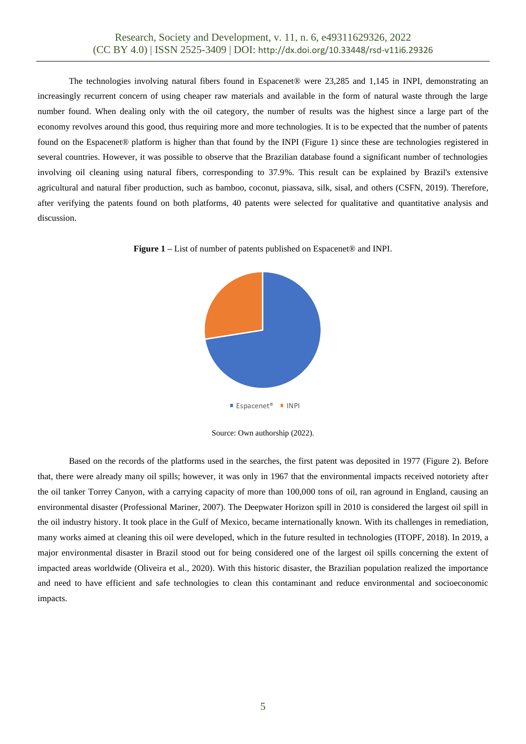The technologies involving natural fibers found in Espacenet® were 23,285 and 1,145 in INPI, demonstrating an increasingly recurrent concern of using cheaper raw materials and available in the form of natural waste through the large number found. When dealing only with the oil category, the number of results was the highest since a large part of the economy revolves around this good, thus requiring more and more technologies. It is to be expected that the number of patents found on the Espacenet® platform is higher than that found by the INPI (Figure 1) since these are technologies registered in several countries. However, it was possible to observe that the Brazilian database found a significant number of technologies involving oil cleaning using natural fibers, corresponding to 37.9%. This result can be explained by Brazil's extensive agricultural and natural fiber production, such as bamboo, coconut, piassava, silk, sisal, and others (CSFN, 2019). Therefore, after verifying the patents found on both platforms, 40 patents were selected for qualitative and quantitative analysis and discussion.

**Figure 1 –** List of number of patents published on Espacenet® and INPI.

Espacenet® INPI

Source: Own authorship (2022).

Based on the records of the platforms used in the searches, the first patent was deposited in 1977 (Figure 2). Before that, there were already many oil spills; however, it was only in 1967 that the environmental impacts received notoriety after the oil tanker Torrey Canyon, with a carrying capacity of more than 100,000 tons of oil, ran aground in England, causing an environmental disaster (Professional Mariner, 2007). The Deepwater Horizon spill in 2010 is considered the largest oil spill in the oil industry history. It took place in the Gulf of Mexico, became internationally known. With its challenges in remediation, many works aimed at cleaning this oil were developed, which in the future resulted in technologies (ITOPF, 2018). In 2019, a major environmental disaster in Brazil stood out for being considered one of the largest oil spills concerning the extent of impacted areas worldwide (Oliveira et al., 2020). With this historic disaster, the Brazilian population realized the importance and need to have efficient and safe technologies to clean this contaminant and reduce environmental and socioeconomic impacts.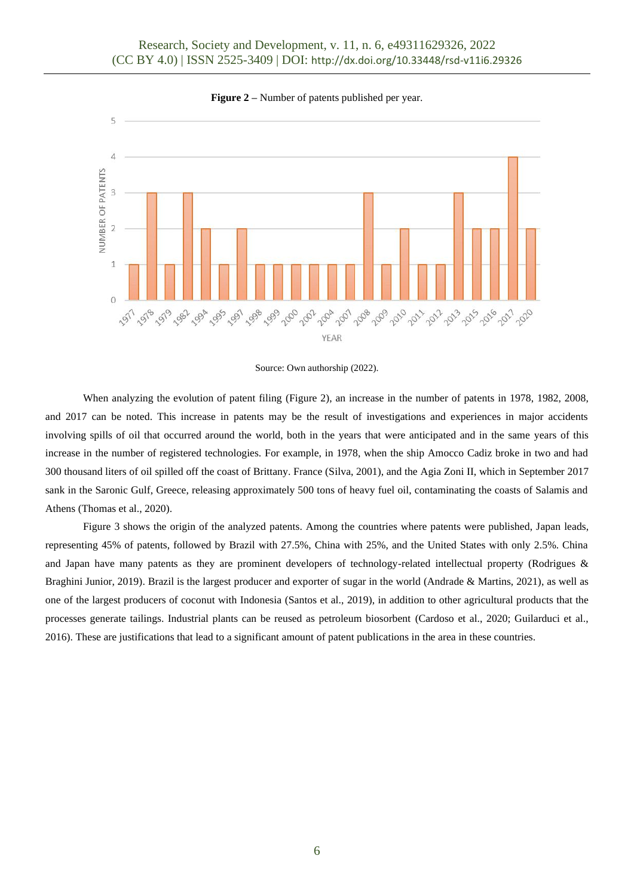**Figure 2** – Number of patents published per year.

Source: Own authorship (2022).

When analyzing the evolution of patent filing (Figure 2), an increase in the number of patents in 1978, 1982, 2008, and 2017 can be noted. This increase in patents may be the result of investigations and experiences in major accidents involving spills of oil that occurred around the world, both in the years that were anticipated and in the same years of this increase in the number of registered technologies. For example, in 1978, when the ship Amocco Cadiz broke in two and had 300 thousand liters of oil spilled off the coast of Brittany. France (Silva, 2001), and the Agia Zoni II, which in September 2017 sank in the Saronic Gulf, Greece, releasing approximately 500 tons of heavy fuel oil, contaminating the coasts of Salamis and Athens (Thomas et al., 2020).

Figure 3 shows the origin of the analyzed patents. Among the countries where patents were published, Japan leads, representing 45% of patents, followed by Brazil with 27.5%, China with 25%, and the United States with only 2.5%. China and Japan have many patents as they are prominent developers of technology-related intellectual property (Rodrigues & Braghini Junior, 2019). Brazil is the largest producer and exporter of sugar in the world (Andrade & Martins, 2021), as well as one of the largest producers of coconut with Indonesia (Santos et al., 2019), in addition to other agricultural products that the processes generate tailings. Industrial plants can be reused as petroleum biosorbent (Cardoso et al., 2020; Guilarduci et al., 2016). These are justifications that lead to a significant amount of patent publications in the area in these countries.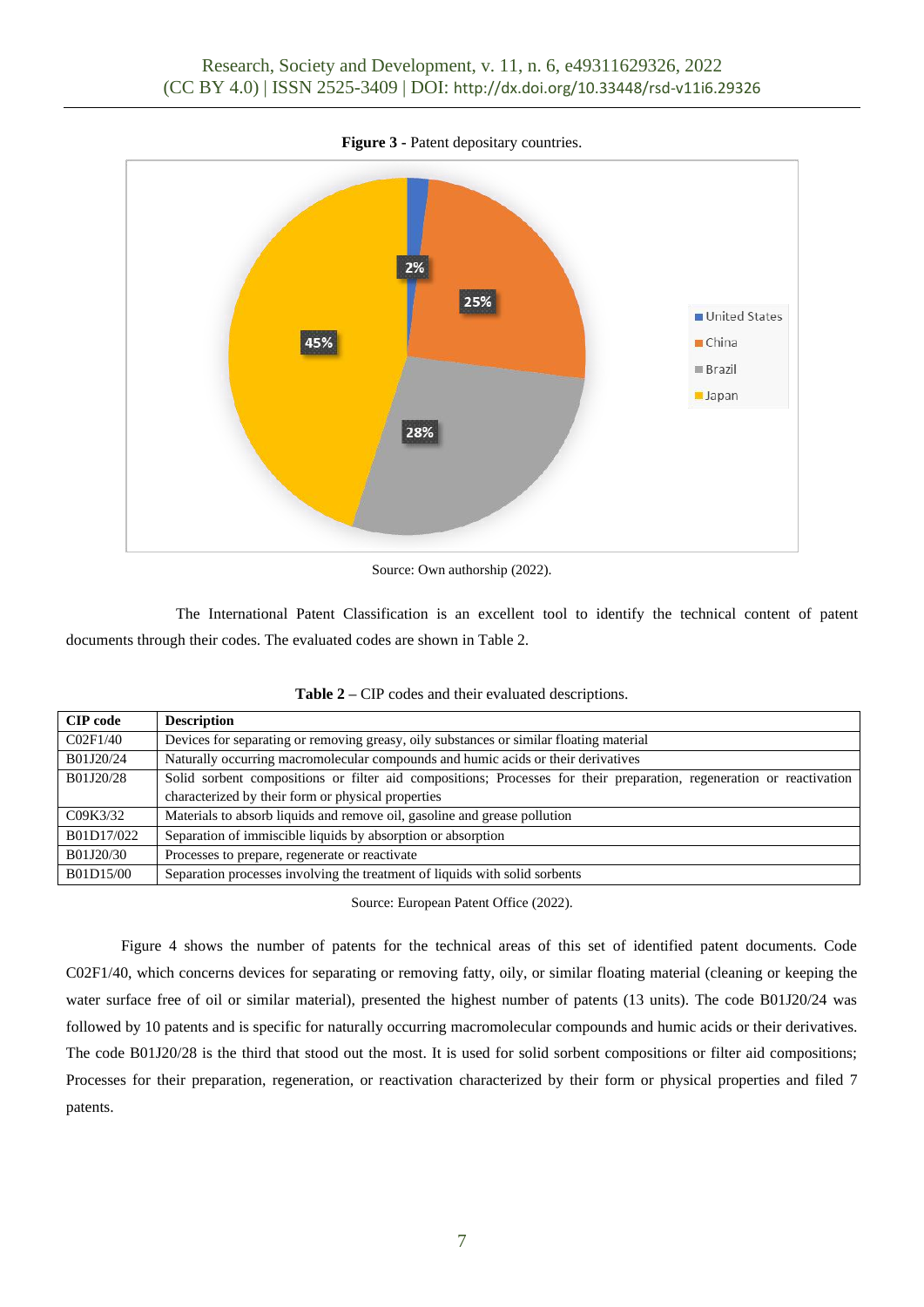**Figure 3** - Patent depositary countries.

Source: Own authorship (2022).

The International Patent Classification is an excellent tool to identify the technical content of patent documents through their codes. The evaluated codes are shown in Table 2.

**Table 2 –** CIP codes and their evaluated descriptions.

| CIP code | Description |
|---|---|
| C02F1/40 | Devices for separating or removing greasy, oily substances or similar floating material |
| B01J20/24 | Naturally occurring macromolecular compounds and humic acids or their derivatives |
| B01J20/28 | Solid sorbent compositions or filter aid compositions; Processes for their preparation, regeneration or reactivation characterized by their form or physical properties |
| C09K3/32 | Materials to absorb liquids and remove oil, gasoline and grease pollution |
| B01D17/022 | Separation of immiscible liquids by absorption or absorption |
| B01J20/30 | Processes to prepare, regenerate or reactivate |
| B01D15/00 | Separation processes involving the treatment of liquids with solid sorbents |

Source: European Patent Office (2022).

Figure 4 shows the number of patents for the technical areas of this set of identified patent documents. Code C02F1/40, which concerns devices for separating or removing fatty, oily, or similar floating material (cleaning or keeping the water surface free of oil or similar material), presented the highest number of patents (13 units). The code B01J20/24 was followed by 10 patents and is specific for naturally occurring macromolecular compounds and humic acids or their derivatives. The code B01J20/28 is the third that stood out the most. It is used for solid sorbent compositions or filter aid compositions; Processes for their preparation, regeneration, or reactivation characterized by their form or physical properties and filed 7 patents.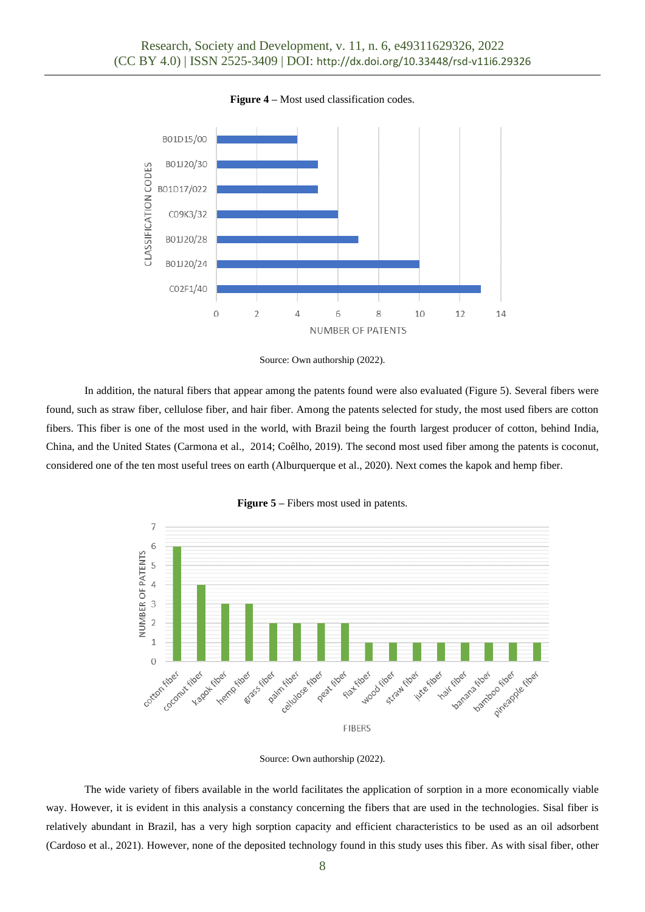**Figure 4** – Most used classification codes.

Source: Own authorship (2022).

In addition, the natural fibers that appear among the patents found were also evaluated (Figure 5). Several fibers were found, such as straw fiber, cellulose fiber, and hair fiber. Among the patents selected for study, the most used fibers are cotton fibers. This fiber is one of the most used in the world, with Brazil being the fourth largest producer of cotton, behind India, China, and the United States (Carmona et al., 2014; Coêlho, 2019). The second most used fiber among the patents is coconut, considered one of the ten most useful trees on earth (Alburquerque et al., 2020). Next comes the kapok and hemp fiber.

**Figure 5** – Fibers most used in patents.

Source: Own authorship (2022).

The wide variety of fibers available in the world facilitates the application of sorption in a more economically viable way. However, it is evident in this analysis a constancy concerning the fibers that are used in the technologies. Sisal fiber is relatively abundant in Brazil, has a very high sorption capacity and efficient characteristics to be used as an oil adsorbent (Cardoso et al., 2021). However, none of the deposited technology found in this study uses this fiber. As with sisal fiber, other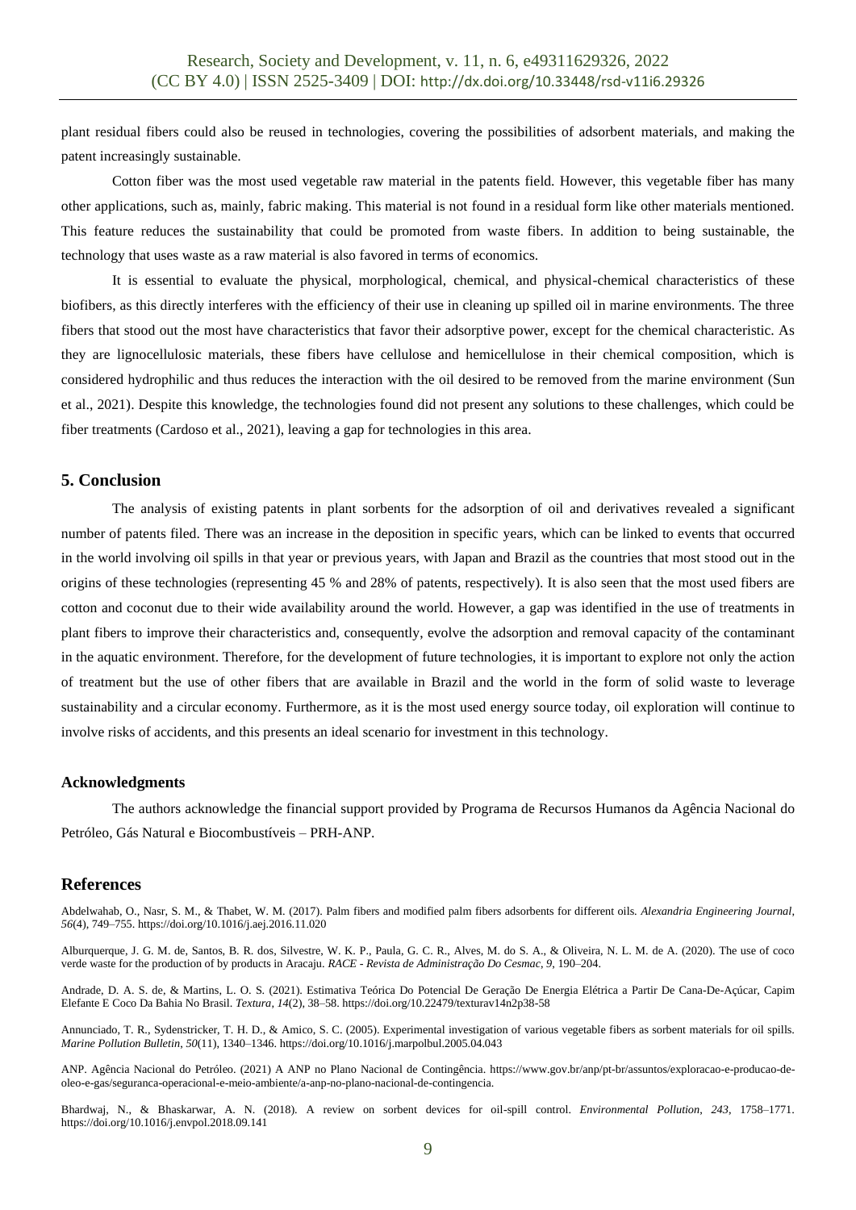plant residual fibers could also be reused in technologies, covering the possibilities of adsorbent materials, and making the patent increasingly sustainable.

Cotton fiber was the most used vegetable raw material in the patents field. However, this vegetable fiber has many other applications, such as, mainly, fabric making. This material is not found in a residual form like other materials mentioned. This feature reduces the sustainability that could be promoted from waste fibers. In addition to being sustainable, the technology that uses waste as a raw material is also favored in terms of economics.

It is essential to evaluate the physical, morphological, chemical, and physical-chemical characteristics of these biofibers, as this directly interferes with the efficiency of their use in cleaning up spilled oil in marine environments. The three fibers that stood out the most have characteristics that favor their adsorptive power, except for the chemical characteristic. As they are lignocellulosic materials, these fibers have cellulose and hemicellulose in their chemical composition, which is considered hydrophilic and thus reduces the interaction with the oil desired to be removed from the marine environment (Sun et al., 2021). Despite this knowledge, the technologies found did not present any solutions to these challenges, which could be fiber treatments (Cardoso et al., 2021), leaving a gap for technologies in this area.

## 5. Conclusion

The analysis of existing patents in plant sorbents for the adsorption of oil and derivatives revealed a significant number of patents filed. There was an increase in the deposition in specific years, which can be linked to events that occurred in the world involving oil spills in that year or previous years, with Japan and Brazil as the countries that most stood out in the origins of these technologies (representing 45 % and 28% of patents, respectively). It is also seen that the most used fibers are cotton and coconut due to their wide availability around the world. However, a gap was identified in the use of treatments in plant fibers to improve their characteristics and, consequently, evolve the adsorption and removal capacity of the contaminant in the aquatic environment. Therefore, for the development of future technologies, it is important to explore not only the action of treatment but the use of other fibers that are available in Brazil and the world in the form of solid waste to leverage sustainability and a circular economy. Furthermore, as it is the most used energy source today, oil exploration will continue to involve risks of accidents, and this presents an ideal scenario for investment in this technology.

### Acknowledgments

The authors acknowledge the financial support provided by Programa de Recursos Humanos da Agência Nacional do Petróleo, Gás Natural e Biocombustíveis – PRH-ANP.

## References

Abdelwahab, O., Nasr, S. M., & Thabet, W. M. (2017). Palm fibers and modified palm fibers adsorbents for different oils. *Alexandria Engineering Journal*, *56*(4), 749–755. https://doi.org/10.1016/j.aej.2016.11.020

Alburquerque, J. G. M. de, Santos, B. R. dos, Silvestre, W. K. P., Paula, G. C. R., Alves, M. do S. A., & Oliveira, N. L. M. de A. (2020). The use of coco verde waste for the production of by products in Aracaju. *RACE - Revista de Administração Do Cesmac*, *9*, 190–204.

Andrade, D. A. S. de, & Martins, L. O. S. (2021). Estimativa Teórica Do Potencial De Geração De Energia Elétrica a Partir De Cana-De-Açúcar, Capim Elefante E Coco Da Bahia No Brasil. *Textura*, *14*(2), 38–58. https://doi.org/10.22479/texturav14n2p38-58

Annunciado, T. R., Sydenstricker, T. H. D., & Amico, S. C. (2005). Experimental investigation of various vegetable fibers as sorbent materials for oil spills. *Marine Pollution Bulletin*, *50*(11), 1340–1346. https://doi.org/10.1016/j.marpolbul.2005.04.043

ANP. Agência Nacional do Petróleo. (2021) A ANP no Plano Nacional de Contingência. https://www.gov.br/anp/pt-br/assuntos/exploracao-e-producao-de-oleo-e-gas/seguranca-operacional-e-meio-ambiente/a-anp-no-plano-nacional-de-contingencia.

Bhardwaj, N., & Bhaskarwar, A. N. (2018). A review on sorbent devices for oil-spill control. *Environmental Pollution*, *243*, 1758–1771. https://doi.org/10.1016/j.envpol.2018.09.141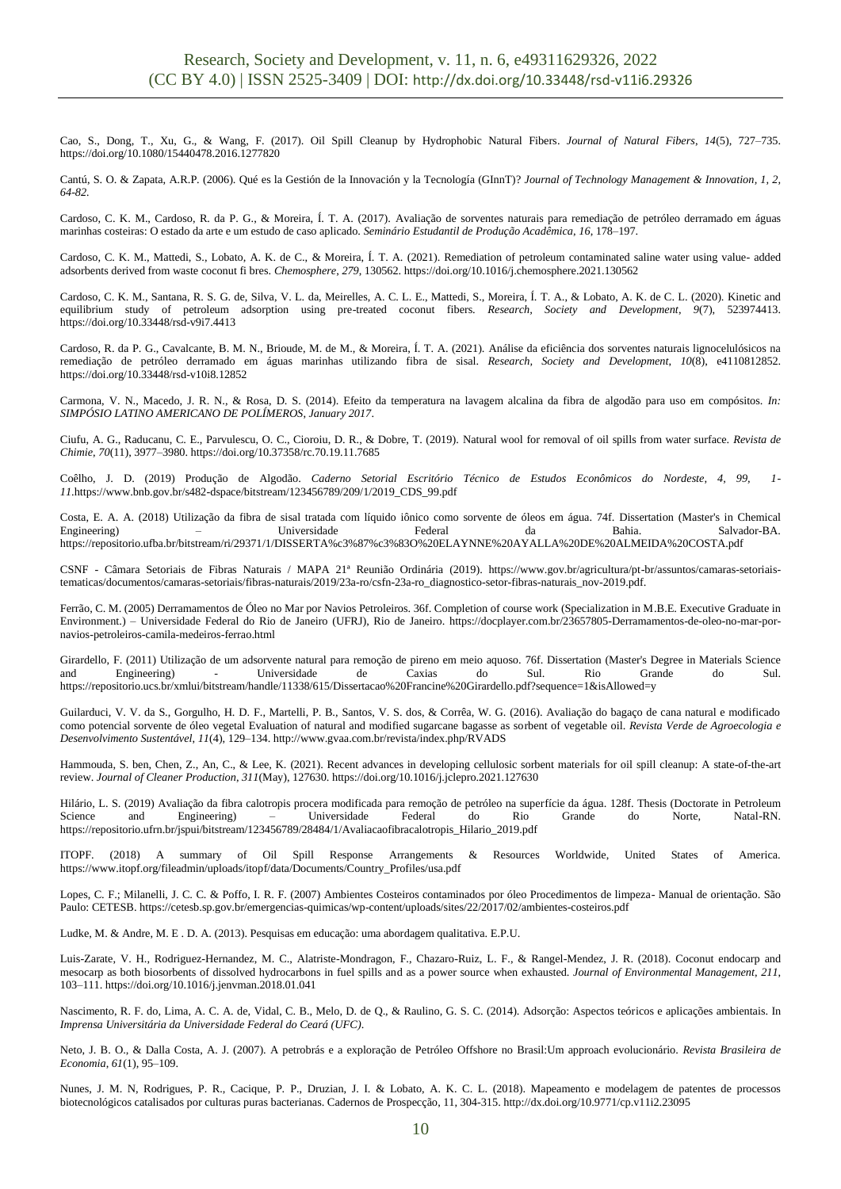Cao, S., Dong, T., Xu, G., & Wang, F. (2017). Oil Spill Cleanup by Hydrophobic Natural Fibers. *Journal of Natural Fibers*, *14*(5), 727–735. https://doi.org/10.1080/15440478.2016.1277820

Cantú, S. O. & Zapata, A.R.P. (2006). Qué es la Gestión de la Innovación y la Tecnología (GInnT)? *Journal of Technology Management & Innovation, 1, 2, 64-82.*

Cardoso, C. K. M., Cardoso, R. da P. G., & Moreira, Í. T. A. (2017). Avaliação de sorventes naturais para remediação de petróleo derramado em águas marinhas costeiras: O estado da arte e um estudo de caso aplicado. *Seminário Estudantil de Produção Acadêmica*, *16*, 178–197.

Cardoso, C. K. M., Mattedi, S., Lobato, A. K. de C., & Moreira, Í. T. A. (2021). Remediation of petroleum contaminated saline water using value- added adsorbents derived from waste coconut fi bres. *Chemosphere*, *279*, 130562. https://doi.org/10.1016/j.chemosphere.2021.130562

Cardoso, C. K. M., Santana, R. S. G. de, Silva, V. L. da, Meirelles, A. C. L. E., Mattedi, S., Moreira, Í. T. A., & Lobato, A. K. de C. L. (2020). Kinetic and equilibrium study of petroleum adsorption using pre-treated coconut fibers. *Research, Society and Development*, *9*(7), 523974413. https://doi.org/10.33448/rsd-v9i7.4413

Cardoso, R. da P. G., Cavalcante, B. M. N., Brioude, M. de M., & Moreira, Í. T. A. (2021). Análise da eficiência dos sorventes naturais lignocelulósicos na remediação de petróleo derramado em águas marinhas utilizando fibra de sisal. *Research, Society and Development*, *10*(8), e4110812852. https://doi.org/10.33448/rsd-v10i8.12852

Carmona, V. N., Macedo, J. R. N., & Rosa, D. S. (2014). Efeito da temperatura na lavagem alcalina da fibra de algodão para uso em compósitos. *In: SIMPÓSIO LATINO AMERICANO DE POLÍMEROS, January 2017*.

Ciufu, A. G., Raducanu, C. E., Parvulescu, O. C., Cioroiu, D. R., & Dobre, T. (2019). Natural wool for removal of oil spills from water surface. *Revista de Chimie*, *70*(11), 3977–3980. https://doi.org/10.37358/rc.70.19.11.7685

Coêlho, J. D. (2019) Produção de Algodão. *Caderno Setorial Escritório Técnico de Estudos Econômicos do Nordeste, 4, 99, 1-11*.https://www.bnb.gov.br/s482-dspace/bitstream/123456789/209/1/2019_CDS_99.pdf

Costa, E. A. A. (2018) Utilização da fibra de sisal tratada com líquido iônico como sorvente de óleos em água. 74f. Dissertation (Master's in Chemical Engineering) – Universidade Federal da Bahia. Salvador-BA. https://repositorio.ufba.br/bitstream/ri/29371/1/DISSERTA%c3%87%c3%83O%20ELAYNNE%20AYALLA%20DE%20ALMEIDA%20COSTA.pdf

CSNF - Câmara Setoriais de Fibras Naturais / MAPA 21ª Reunião Ordinária (2019). https://www.gov.br/agricultura/pt-br/assuntos/camaras-setoriais-tematicas/documentos/camaras-setoriais/fibras-naturais/2019/23a-ro/csfn-23a-ro_diagnostico-setor-fibras-naturais_nov-2019.pdf.

Ferrão, C. M. (2005) Derramamentos de Óleo no Mar por Navios Petroleiros. 36f. Completion of course work (Specialization in M.B.E. Executive Graduate in Environment.) – Universidade Federal do Rio de Janeiro (UFRJ), Rio de Janeiro. https://docplayer.com.br/23657805-Derramamentos-de-oleo-no-mar-por-navios-petroleiros-camila-medeiros-ferrao.html

Girardello, F. (2011) Utilização de um adsorvente natural para remoção de pireno em meio aquoso. 76f. Dissertation (Master's Degree in Materials Science and Engineering) - Universidade de Caxias do Sul. Rio Grande do Sul. https://repositorio.ucs.br/xmlui/bitstream/handle/11338/615/Dissertacao%20Francine%20Girardello.pdf?sequence=1&isAllowed=y

Guilarduci, V. V. da S., Gorgulho, H. D. F., Martelli, P. B., Santos, V. S. dos, & Corrêa, W. G. (2016). Avaliação do bagaço de cana natural e modificado como potencial sorvente de óleo vegetal Evaluation of natural and modified sugarcane bagasse as sorbent of vegetable oil. *Revista Verde de Agroecologia e Desenvolvimento Sustentável*, *11*(4), 129–134. http://www.gvaa.com.br/revista/index.php/RVADS

Hammouda, S. ben, Chen, Z., An, C., & Lee, K. (2021). Recent advances in developing cellulosic sorbent materials for oil spill cleanup: A state-of-the-art review. *Journal of Cleaner Production*, *311*(May), 127630. https://doi.org/10.1016/j.jclepro.2021.127630

Hilário, L. S. (2019) Avaliação da fibra calotropis procera modificada para remoção de petróleo na superfície da água. 128f. Thesis (Doctorate in Petroleum Science and Engineering) – Universidade Federal do Rio Grande do Norte, Natal-RN. https://repositorio.ufrn.br/jspui/bitstream/123456789/28484/1/Avaliacaofibracalotropis_Hilario_2019.pdf

ITOPF. (2018) A summary of Oil Spill Response Arrangements & Resources Worldwide, United States of America. https://www.itopf.org/fileadmin/uploads/itopf/data/Documents/Country_Profiles/usa.pdf

Lopes, C. F.; Milanelli, J. C. C. & Poffo, I. R. F. (2007) Ambientes Costeiros contaminados por óleo Procedimentos de limpeza- Manual de orientação. São Paulo: CETESB. https://cetesb.sp.gov.br/emergencias-quimicas/wp-content/uploads/sites/22/2017/02/ambientes-costeiros.pdf

Ludke, M. & Andre, M. E . D. A. (2013). Pesquisas em educação: uma abordagem qualitativa. E.P.U.

Luis-Zarate, V. H., Rodriguez-Hernandez, M. C., Alatriste-Mondragon, F., Chazaro-Ruiz, L. F., & Rangel-Mendez, J. R. (2018). Coconut endocarp and mesocarp as both biosorbents of dissolved hydrocarbons in fuel spills and as a power source when exhausted. *Journal of Environmental Management*, *211*, 103–111. https://doi.org/10.1016/j.jenvman.2018.01.041

Nascimento, R. F. do, Lima, A. C. A. de, Vidal, C. B., Melo, D. de Q., & Raulino, G. S. C. (2014). Adsorção: Aspectos teóricos e aplicações ambientais. In *Imprensa Universitária da Universidade Federal do Ceará (UFC)*.

Neto, J. B. O., & Dalla Costa, A. J. (2007). A petrobrás e a exploração de Petróleo Offshore no Brasil:Um approach evolucionário. *Revista Brasileira de Economia*, *61*(1), 95–109.

Nunes, J. M. N, Rodrigues, P. R., Cacique, P. P., Druzian, J. I. & Lobato, A. K. C. L. (2018). Mapeamento e modelagem de patentes de processos biotecnológicos catalisados por culturas puras bacterianas. Cadernos de Prospecção, 11, 304-315. http://dx.doi.org/10.9771/cp.v11i2.23095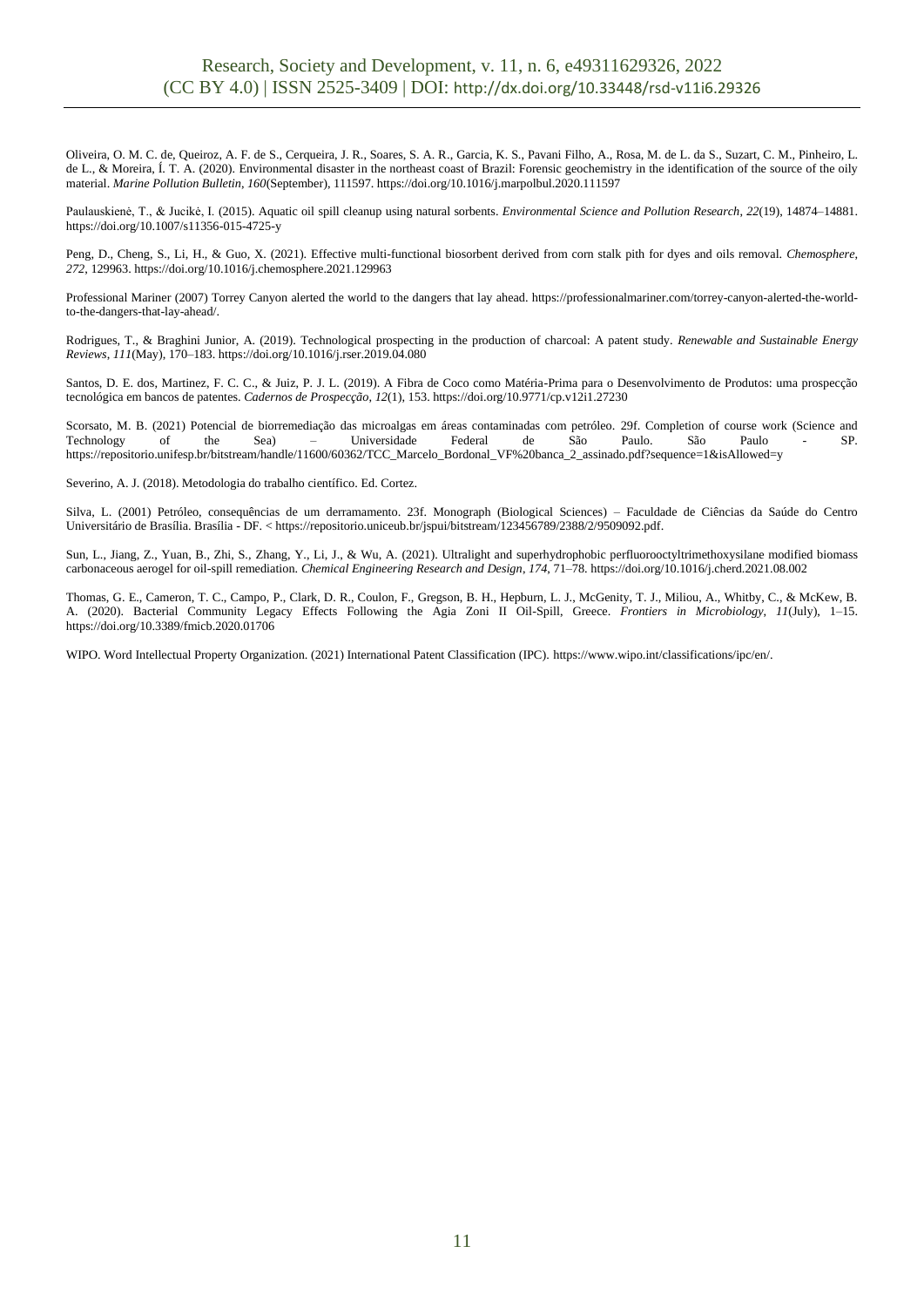Oliveira, O. M. C. de, Queiroz, A. F. de S., Cerqueira, J. R., Soares, S. A. R., Garcia, K. S., Pavani Filho, A., Rosa, M. de L. da S., Suzart, C. M., Pinheiro, L. de L., & Moreira, Í. T. A. (2020). Environmental disaster in the northeast coast of Brazil: Forensic geochemistry in the identification of the source of the oily material. *Marine Pollution Bulletin*, *160*(September), 111597. https://doi.org/10.1016/j.marpolbul.2020.111597

Paulauskienė, T., & Jucikė, I. (2015). Aquatic oil spill cleanup using natural sorbents. *Environmental Science and Pollution Research*, *22*(19), 14874–14881. https://doi.org/10.1007/s11356-015-4725-y

Peng, D., Cheng, S., Li, H., & Guo, X. (2021). Effective multi-functional biosorbent derived from corn stalk pith for dyes and oils removal. *Chemosphere*, *272*, 129963. https://doi.org/10.1016/j.chemosphere.2021.129963

Professional Mariner (2007) Torrey Canyon alerted the world to the dangers that lay ahead. https://professionalmariner.com/torrey-canyon-alerted-the-world-to-the-dangers-that-lay-ahead/.

Rodrigues, T., & Braghini Junior, A. (2019). Technological prospecting in the production of charcoal: A patent study. *Renewable and Sustainable Energy Reviews*, *111*(May), 170–183. https://doi.org/10.1016/j.rser.2019.04.080

Santos, D. E. dos, Martinez, F. C. C., & Juiz, P. J. L. (2019). A Fibra de Coco como Matéria-Prima para o Desenvolvimento de Produtos: uma prospecção tecnológica em bancos de patentes. *Cadernos de Prospecção*, *12*(1), 153. https://doi.org/10.9771/cp.v12i1.27230

Scorsato, M. B. (2021) Potencial de biorremediação das microalgas em áreas contaminadas com petróleo. 29f. Completion of course work (Science and Technology of the Sea) – Universidade Federal de São Paulo. São Paulo - SP. https://repositorio.unifesp.br/bitstream/handle/11600/60362/TCC_Marcelo_Bordonal_VF%20banca_2_assinado.pdf?sequence=1&isAllowed=y

Severino, A. J. (2018). Metodologia do trabalho científico. Ed. Cortez.

Silva, L. (2001) Petróleo, consequências de um derramamento. 23f. Monograph (Biological Sciences) – Faculdade de Ciências da Saúde do Centro Universitário de Brasília. Brasília - DF. < https://repositorio.uniceub.br/jspui/bitstream/123456789/2388/2/9509092.pdf.

Sun, L., Jiang, Z., Yuan, B., Zhi, S., Zhang, Y., Li, J., & Wu, A. (2021). Ultralight and superhydrophobic perfluorooctyltrimethoxysilane modified biomass carbonaceous aerogel for oil-spill remediation. *Chemical Engineering Research and Design*, *174*, 71–78. https://doi.org/10.1016/j.cherd.2021.08.002

Thomas, G. E., Cameron, T. C., Campo, P., Clark, D. R., Coulon, F., Gregson, B. H., Hepburn, L. J., McGenity, T. J., Miliou, A., Whitby, C., & McKew, B. A. (2020). Bacterial Community Legacy Effects Following the Agia Zoni II Oil-Spill, Greece. *Frontiers in Microbiology*, *11*(July), 1–15. https://doi.org/10.3389/fmicb.2020.01706

WIPO. Word Intellectual Property Organization. (2021) International Patent Classification (IPC). https://www.wipo.int/classifications/ipc/en/.